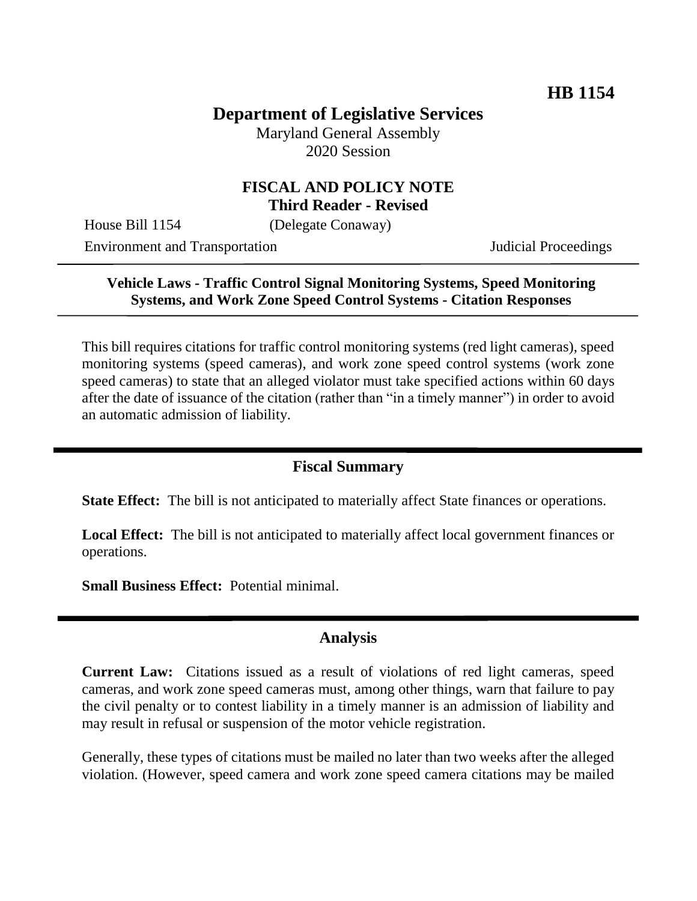**HB 1154**

# Department of Legislative Services

Maryland General Assembly
2020 Session

## FISCAL AND POLICY NOTE
**Third Reader - Revised**

House Bill 1154 (Delegate Conaway)

Environment and Transportation Judicial Proceedings

---

**Vehicle Laws - Traffic Control Signal Monitoring Systems, Speed Monitoring Systems, and Work Zone Speed Control Systems - Citation Responses**

---

This bill requires citations for traffic control monitoring systems (red light cameras), speed monitoring systems (speed cameras), and work zone speed control systems (work zone speed cameras) to state that an alleged violator must take specified actions within 60 days after the date of issuance of the citation (rather than "in a timely manner") in order to avoid an automatic admission of liability.

---

## Fiscal Summary

**State Effect:** The bill is not anticipated to materially affect State finances or operations.

**Local Effect:** The bill is not anticipated to materially affect local government finances or operations.

**Small Business Effect:** Potential minimal.

---

## Analysis

**Current Law:** Citations issued as a result of violations of red light cameras, speed cameras, and work zone speed cameras must, among other things, warn that failure to pay the civil penalty or to contest liability in a timely manner is an admission of liability and may result in refusal or suspension of the motor vehicle registration.

Generally, these types of citations must be mailed no later than two weeks after the alleged violation. (However, speed camera and work zone speed camera citations may be mailed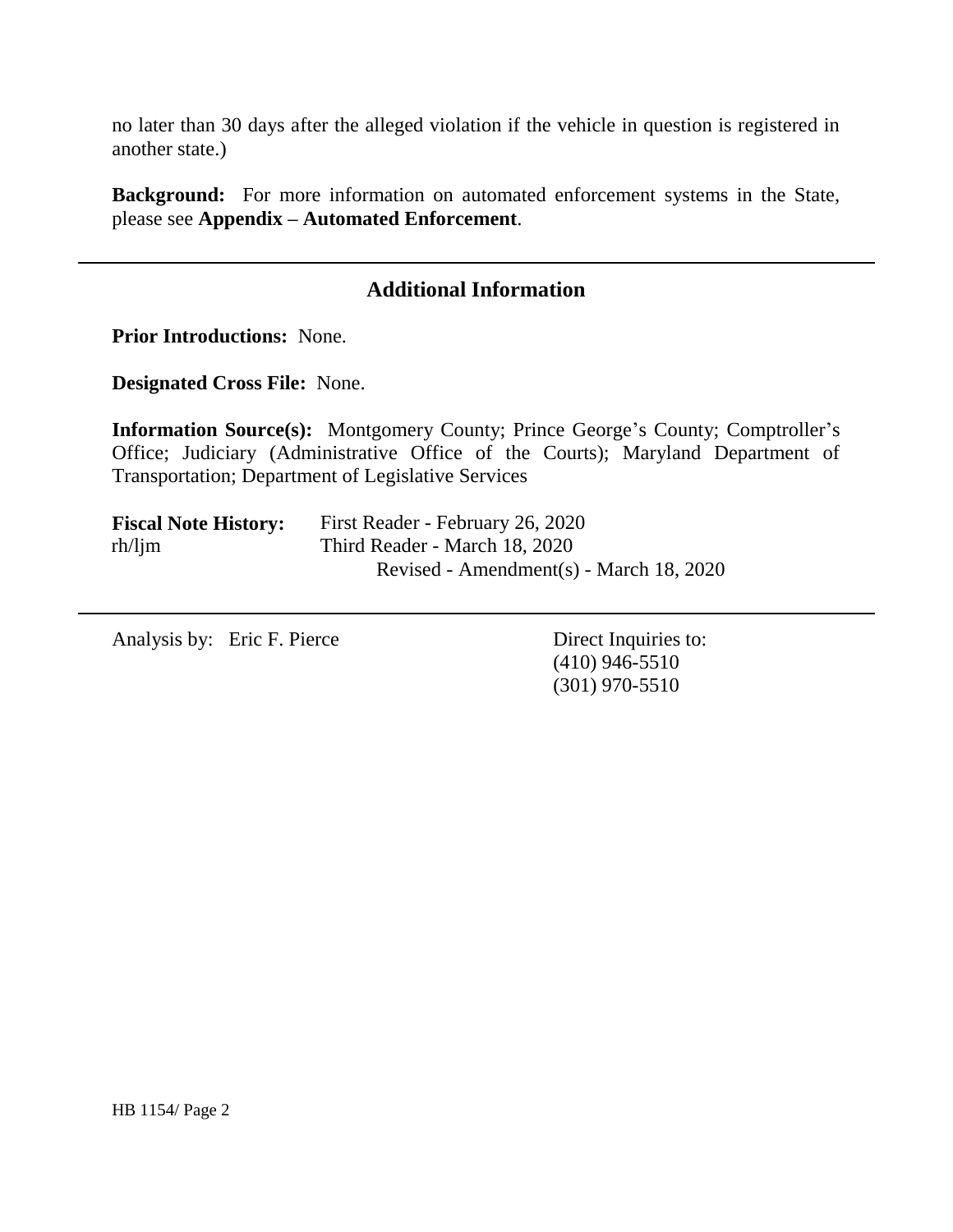no later than 30 days after the alleged violation if the vehicle in question is registered in another state.)

**Background:** For more information on automated enforcement systems in the State, please see **Appendix – Automated Enforcement**.

## Additional Information

**Prior Introductions:** None.

**Designated Cross File:** None.

**Information Source(s):** Montgomery County; Prince George's County; Comptroller's Office; Judiciary (Administrative Office of the Courts); Maryland Department of Transportation; Department of Legislative Services

**Fiscal Note History:** First Reader - February 26, 2020
rh/ljm Third Reader - March 18, 2020
Revised - Amendment(s) - March 18, 2020

Analysis by: Eric F. Pierce

Direct Inquiries to:
(410) 946-5510
(301) 970-5510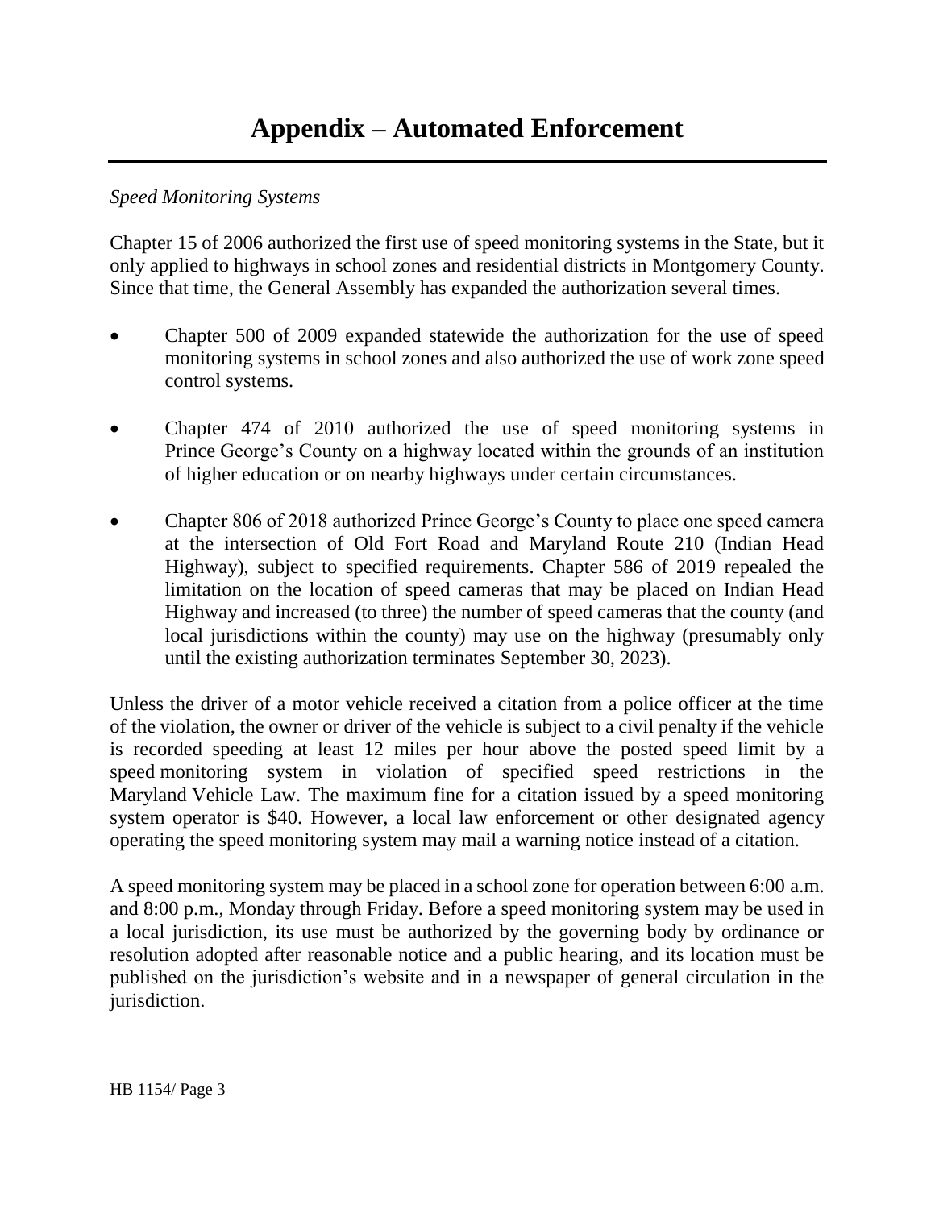# Appendix – Automated Enforcement

*Speed Monitoring Systems*

Chapter 15 of 2006 authorized the first use of speed monitoring systems in the State, but it only applied to highways in school zones and residential districts in Montgomery County. Since that time, the General Assembly has expanded the authorization several times.

- Chapter 500 of 2009 expanded statewide the authorization for the use of speed monitoring systems in school zones and also authorized the use of work zone speed control systems.
- Chapter 474 of 2010 authorized the use of speed monitoring systems in Prince George's County on a highway located within the grounds of an institution of higher education or on nearby highways under certain circumstances.
- Chapter 806 of 2018 authorized Prince George's County to place one speed camera at the intersection of Old Fort Road and Maryland Route 210 (Indian Head Highway), subject to specified requirements. Chapter 586 of 2019 repealed the limitation on the location of speed cameras that may be placed on Indian Head Highway and increased (to three) the number of speed cameras that the county (and local jurisdictions within the county) may use on the highway (presumably only until the existing authorization terminates September 30, 2023).

Unless the driver of a motor vehicle received a citation from a police officer at the time of the violation, the owner or driver of the vehicle is subject to a civil penalty if the vehicle is recorded speeding at least 12 miles per hour above the posted speed limit by a speed monitoring system in violation of specified speed restrictions in the Maryland Vehicle Law. The maximum fine for a citation issued by a speed monitoring system operator is $40. However, a local law enforcement or other designated agency operating the speed monitoring system may mail a warning notice instead of a citation.

A speed monitoring system may be placed in a school zone for operation between 6:00 a.m. and 8:00 p.m., Monday through Friday. Before a speed monitoring system may be used in a local jurisdiction, its use must be authorized by the governing body by ordinance or resolution adopted after reasonable notice and a public hearing, and its location must be published on the jurisdiction's website and in a newspaper of general circulation in the jurisdiction.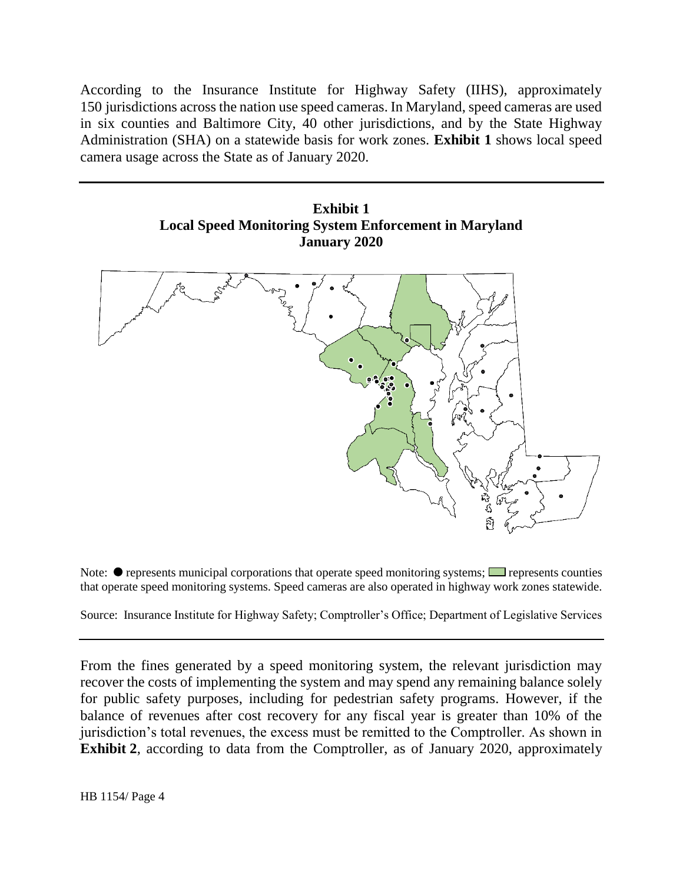According to the Insurance Institute for Highway Safety (IIHS), approximately 150 jurisdictions across the nation use speed cameras. In Maryland, speed cameras are used in six counties and Baltimore City, 40 other jurisdictions, and by the State Highway Administration (SHA) on a statewide basis for work zones. **Exhibit 1** shows local speed camera usage across the State as of January 2020.

**Exhibit 1**
**Local Speed Monitoring System Enforcement in Maryland**
**January 2020**

Note: ● represents municipal corporations that operate speed monitoring systems; ▭ represents counties that operate speed monitoring systems. Speed cameras are also operated in highway work zones statewide.

Source: Insurance Institute for Highway Safety; Comptroller's Office; Department of Legislative Services

From the fines generated by a speed monitoring system, the relevant jurisdiction may recover the costs of implementing the system and may spend any remaining balance solely for public safety purposes, including for pedestrian safety programs. However, if the balance of revenues after cost recovery for any fiscal year is greater than 10% of the jurisdiction's total revenues, the excess must be remitted to the Comptroller. As shown in **Exhibit 2**, according to data from the Comptroller, as of January 2020, approximately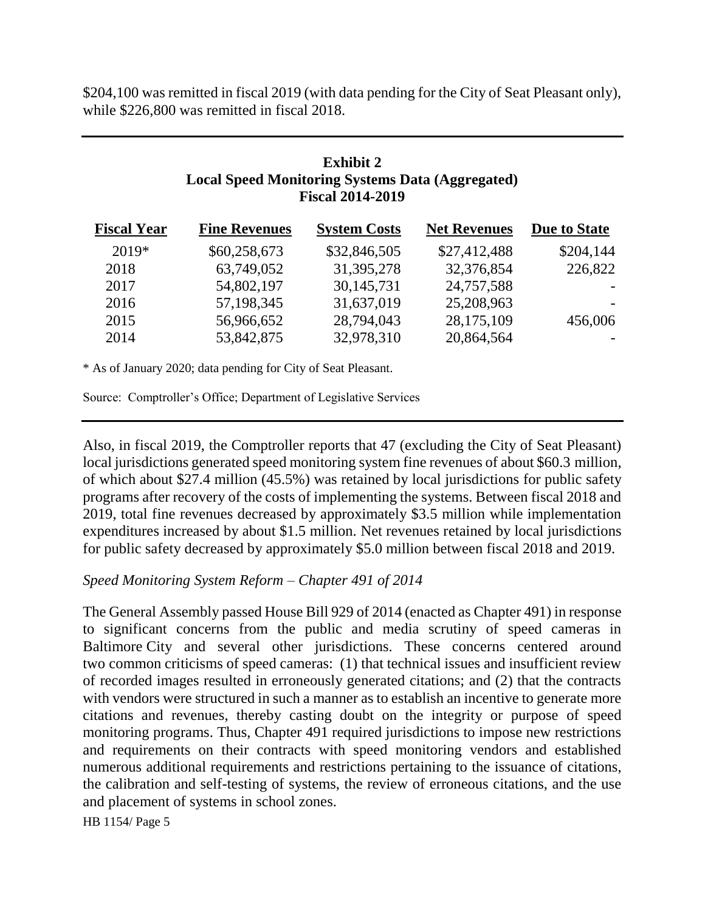$204,100 was remitted in fiscal 2019 (with data pending for the City of Seat Pleasant only), while $226,800 was remitted in fiscal 2018.

**Exhibit 2**
**Local Speed Monitoring Systems Data (Aggregated)**
**Fiscal 2014-2019**

| Fiscal Year | Fine Revenues | System Costs | Net Revenues | Due to State |
|---|---|---|---|---|
| 2019* | $60,258,673 | $32,846,505 | $27,412,488 | $204,144 |
| 2018 | 63,749,052 | 31,395,278 | 32,376,854 | 226,822 |
| 2017 | 54,802,197 | 30,145,731 | 24,757,588 | - |
| 2016 | 57,198,345 | 31,637,019 | 25,208,963 | - |
| 2015 | 56,966,652 | 28,794,043 | 28,175,109 | 456,006 |
| 2014 | 53,842,875 | 32,978,310 | 20,864,564 | - |

\* As of January 2020; data pending for City of Seat Pleasant.

Source: Comptroller's Office; Department of Legislative Services

Also, in fiscal 2019, the Comptroller reports that 47 (excluding the City of Seat Pleasant) local jurisdictions generated speed monitoring system fine revenues of about $60.3 million, of which about $27.4 million (45.5%) was retained by local jurisdictions for public safety programs after recovery of the costs of implementing the systems. Between fiscal 2018 and 2019, total fine revenues decreased by approximately $3.5 million while implementation expenditures increased by about $1.5 million. Net revenues retained by local jurisdictions for public safety decreased by approximately $5.0 million between fiscal 2018 and 2019.

*Speed Monitoring System Reform – Chapter 491 of 2014*

The General Assembly passed House Bill 929 of 2014 (enacted as Chapter 491) in response to significant concerns from the public and media scrutiny of speed cameras in Baltimore City and several other jurisdictions. These concerns centered around two common criticisms of speed cameras: (1) that technical issues and insufficient review of recorded images resulted in erroneously generated citations; and (2) that the contracts with vendors were structured in such a manner as to establish an incentive to generate more citations and revenues, thereby casting doubt on the integrity or purpose of speed monitoring programs. Thus, Chapter 491 required jurisdictions to impose new restrictions and requirements on their contracts with speed monitoring vendors and established numerous additional requirements and restrictions pertaining to the issuance of citations, the calibration and self-testing of systems, the review of erroneous citations, and the use and placement of systems in school zones.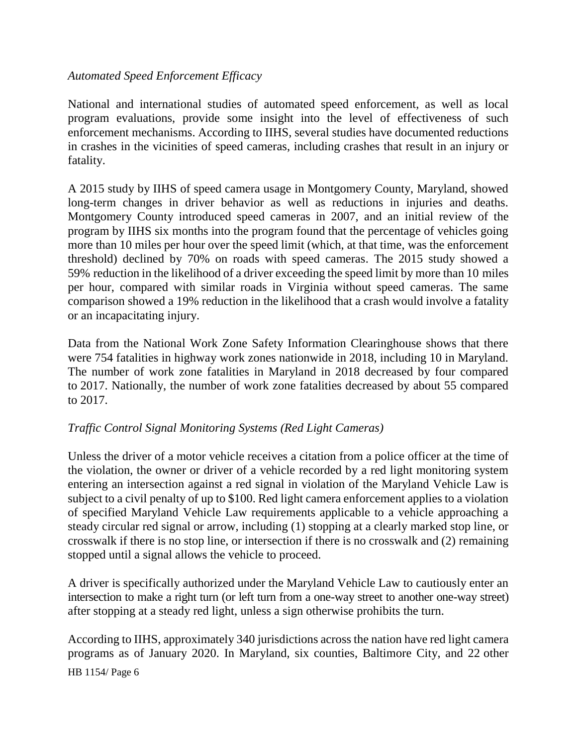*Automated Speed Enforcement Efficacy*

National and international studies of automated speed enforcement, as well as local program evaluations, provide some insight into the level of effectiveness of such enforcement mechanisms. According to IIHS, several studies have documented reductions in crashes in the vicinities of speed cameras, including crashes that result in an injury or fatality.

A 2015 study by IIHS of speed camera usage in Montgomery County, Maryland, showed long-term changes in driver behavior as well as reductions in injuries and deaths. Montgomery County introduced speed cameras in 2007, and an initial review of the program by IIHS six months into the program found that the percentage of vehicles going more than 10 miles per hour over the speed limit (which, at that time, was the enforcement threshold) declined by 70% on roads with speed cameras. The 2015 study showed a 59% reduction in the likelihood of a driver exceeding the speed limit by more than 10 miles per hour, compared with similar roads in Virginia without speed cameras. The same comparison showed a 19% reduction in the likelihood that a crash would involve a fatality or an incapacitating injury.

Data from the National Work Zone Safety Information Clearinghouse shows that there were 754 fatalities in highway work zones nationwide in 2018, including 10 in Maryland. The number of work zone fatalities in Maryland in 2018 decreased by four compared to 2017. Nationally, the number of work zone fatalities decreased by about 55 compared to 2017.

*Traffic Control Signal Monitoring Systems (Red Light Cameras)*

Unless the driver of a motor vehicle receives a citation from a police officer at the time of the violation, the owner or driver of a vehicle recorded by a red light monitoring system entering an intersection against a red signal in violation of the Maryland Vehicle Law is subject to a civil penalty of up to $100. Red light camera enforcement applies to a violation of specified Maryland Vehicle Law requirements applicable to a vehicle approaching a steady circular red signal or arrow, including (1) stopping at a clearly marked stop line, or crosswalk if there is no stop line, or intersection if there is no crosswalk and (2) remaining stopped until a signal allows the vehicle to proceed.

A driver is specifically authorized under the Maryland Vehicle Law to cautiously enter an intersection to make a right turn (or left turn from a one-way street to another one-way street) after stopping at a steady red light, unless a sign otherwise prohibits the turn.

According to IIHS, approximately 340 jurisdictions across the nation have red light camera programs as of January 2020. In Maryland, six counties, Baltimore City, and 22 other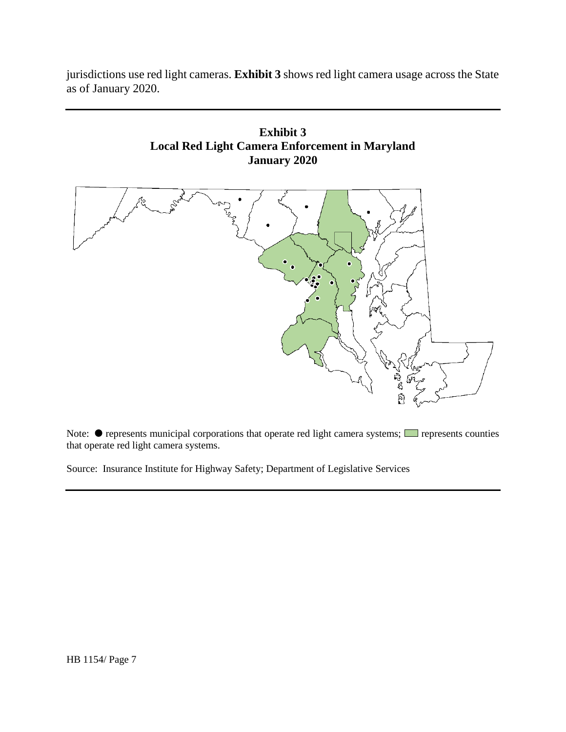jurisdictions use red light cameras. **Exhibit 3** shows red light camera usage across the State as of January 2020.

**Exhibit 3**
**Local Red Light Camera Enforcement in Maryland**
**January 2020**

Note: ● represents municipal corporations that operate red light camera systems; ▭ represents counties that operate red light camera systems.

Source: Insurance Institute for Highway Safety; Department of Legislative Services